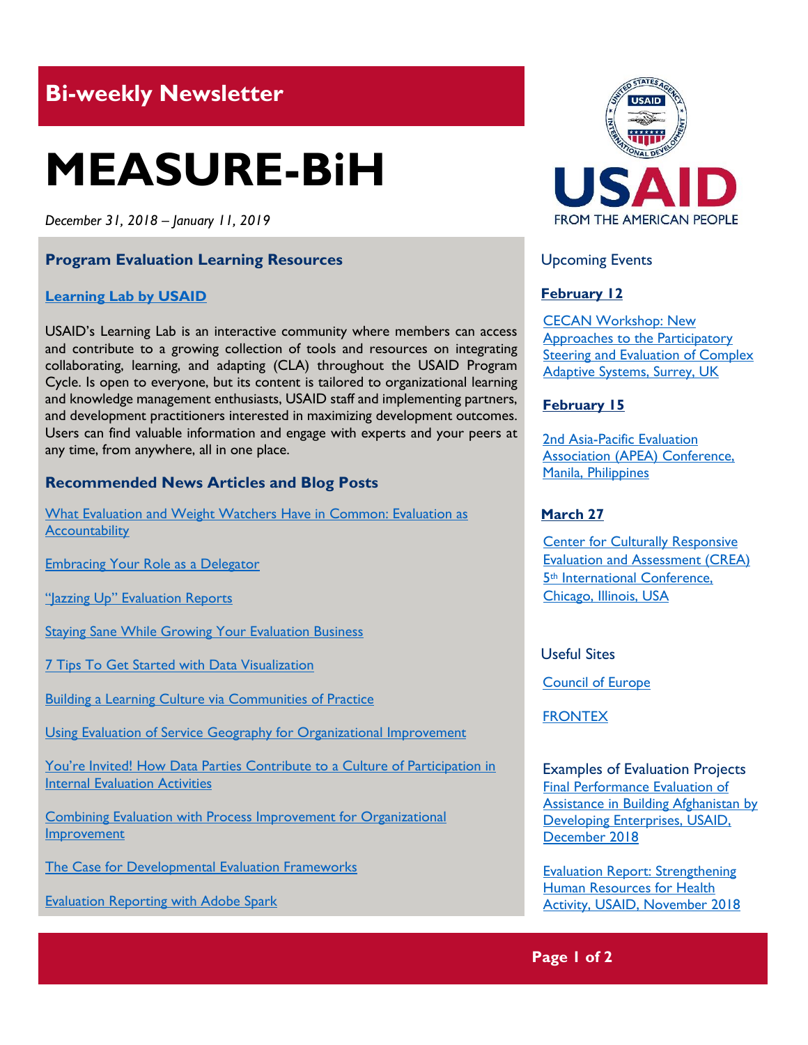## Bi-weekly Newsletter

# MEASURE-BiH

*December 31, 2018 – January 11, 2019*

### Program Evaluation Learning Resources

**Learning Lab by USAID**

USAID's Learning Lab is an interactive community where members can access and contribute to a growing collection of tools and resources on integrating collaborating, learning, and adapting (CLA) throughout the USAID Program Cycle. Is open to everyone, but its content is tailored to organizational learning and knowledge management enthusiasts, USAID staff and implementing partners, and development practitioners interested in maximizing development outcomes. Users can find valuable information and engage with experts and your peers at any time, from anywhere, all in one place.

### Recommended News Articles and Blog Posts

What Evaluation and Weight Watchers Have in Common: Evaluation as Accountability

Embracing Your Role as a Delegator

"Jazzing Up" Evaluation Reports

Staying Sane While Growing Your Evaluation Business

7 Tips To Get Started with Data Visualization

Building a Learning Culture via Communities of Practice

Using Evaluation of Service Geography for Organizational Improvement

You're Invited! How Data Parties Contribute to a Culture of Participation in Internal Evaluation Activities

Combining Evaluation with Process Improvement for Organizational Improvement

The Case for Developmental Evaluation Frameworks

Evaluation Reporting with Adobe Spark

USAID
FROM THE AMERICAN PEOPLE

### Upcoming Events

**February 12**

CECAN Workshop: New Approaches to the Participatory Steering and Evaluation of Complex Adaptive Systems, Surrey, UK

**February 15**

2nd Asia-Pacific Evaluation Association (APEA) Conference, Manila, Philippines

**March 27**

Center for Culturally Responsive Evaluation and Assessment (CREA) 5th International Conference, Chicago, Illinois, USA

### Useful Sites

Council of Europe

FRONTEX

### Examples of Evaluation Projects

Final Performance Evaluation of Assistance in Building Afghanistan by Developing Enterprises, USAID, December 2018

Evaluation Report: Strengthening Human Resources for Health Activity, USAID, November 2018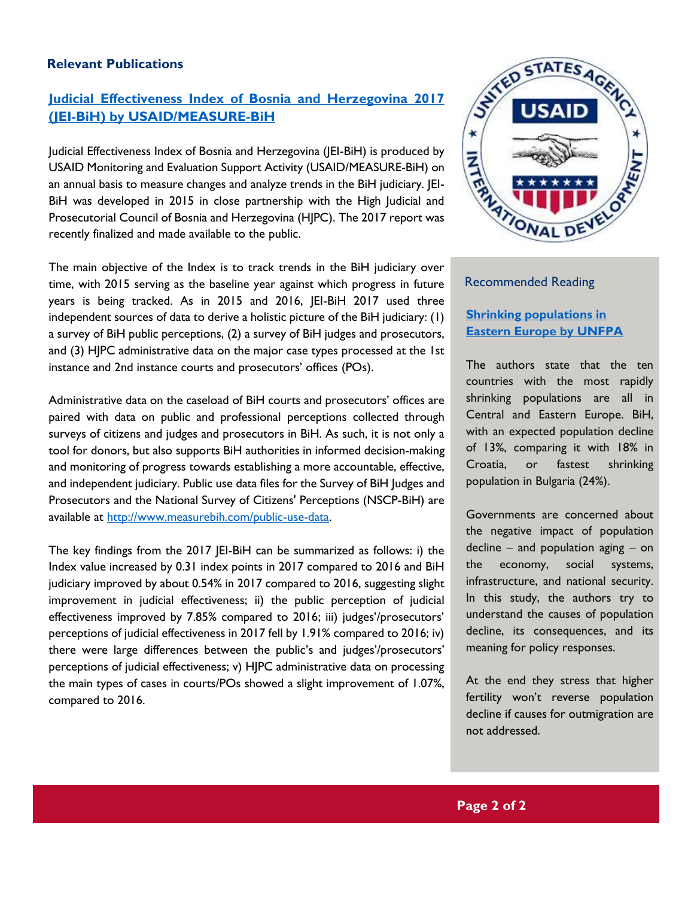## Relevant Publications

### [Judicial Effectiveness Index of Bosnia and Herzegovina 2017 (JEI-BiH) by USAID/MEASURE-BiH]

Judicial Effectiveness Index of Bosnia and Herzegovina (JEI-BiH) is produced by USAID Monitoring and Evaluation Support Activity (USAID/MEASURE-BiH) on an annual basis to measure changes and analyze trends in the BiH judiciary. JEI-BiH was developed in 2015 in close partnership with the High Judicial and Prosecutorial Council of Bosnia and Herzegovina (HJPC). The 2017 report was recently finalized and made available to the public.

The main objective of the Index is to track trends in the BiH judiciary over time, with 2015 serving as the baseline year against which progress in future years is being tracked. As in 2015 and 2016, JEI-BiH 2017 used three independent sources of data to derive a holistic picture of the BiH judiciary: (1) a survey of BiH public perceptions, (2) a survey of BiH judges and prosecutors, and (3) HJPC administrative data on the major case types processed at the 1st instance and 2nd instance courts and prosecutors' offices (POs).

Administrative data on the caseload of BiH courts and prosecutors' offices are paired with data on public and professional perceptions collected through surveys of citizens and judges and prosecutors in BiH. As such, it is not only a tool for donors, but also supports BiH authorities in informed decision-making and monitoring of progress towards establishing a more accountable, effective, and independent judiciary. Public use data files for the Survey of BiH Judges and Prosecutors and the National Survey of Citizens' Perceptions (NSCP-BiH) are available at http://www.measurebih.com/public-use-data.

The key findings from the 2017 JEI-BiH can be summarized as follows: i) the Index value increased by 0.31 index points in 2017 compared to 2016 and BiH judiciary improved by about 0.54% in 2017 compared to 2016, suggesting slight improvement in judicial effectiveness; ii) the public perception of judicial effectiveness improved by 7.85% compared to 2016; iii) judges'/prosecutors' perceptions of judicial effectiveness in 2017 fell by 1.91% compared to 2016; iv) there were large differences between the public's and judges'/prosecutors' perceptions of judicial effectiveness; v) HJPC administrative data on processing the main types of cases in courts/POs showed a slight improvement of 1.07%, compared to 2016.

### Recommended Reading

**Shrinking populations in Eastern Europe by UNFPA**

The authors state that the ten countries with the most rapidly shrinking populations are all in Central and Eastern Europe. BiH, with an expected population decline of 13%, comparing it with 18% in Croatia, or fastest shrinking population in Bulgaria (24%).

Governments are concerned about the negative impact of population decline – and population aging – on the economy, social systems, infrastructure, and national security. In this study, the authors try to understand the causes of population decline, its consequences, and its meaning for policy responses.

At the end they stress that higher fertility won't reverse population decline if causes for outmigration are not addressed.